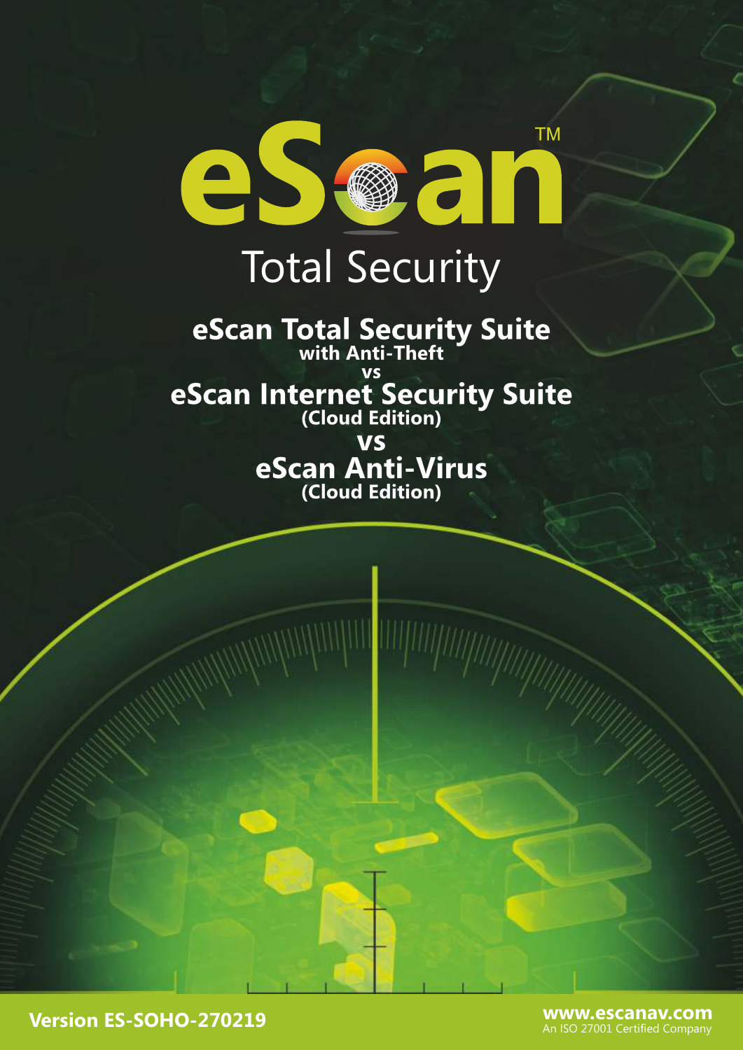# eScan™ Total Security

## eScan Total Security Suite
**with Anti-Theft**

**vs**

## eScan Internet Security Suite
**(Cloud Edition)**

**vs**

## eScan Anti-Virus
**(Cloud Edition)**

**Version ES-SOHO-270219**

**www.escanav.com**
An ISO 27001 Certified Company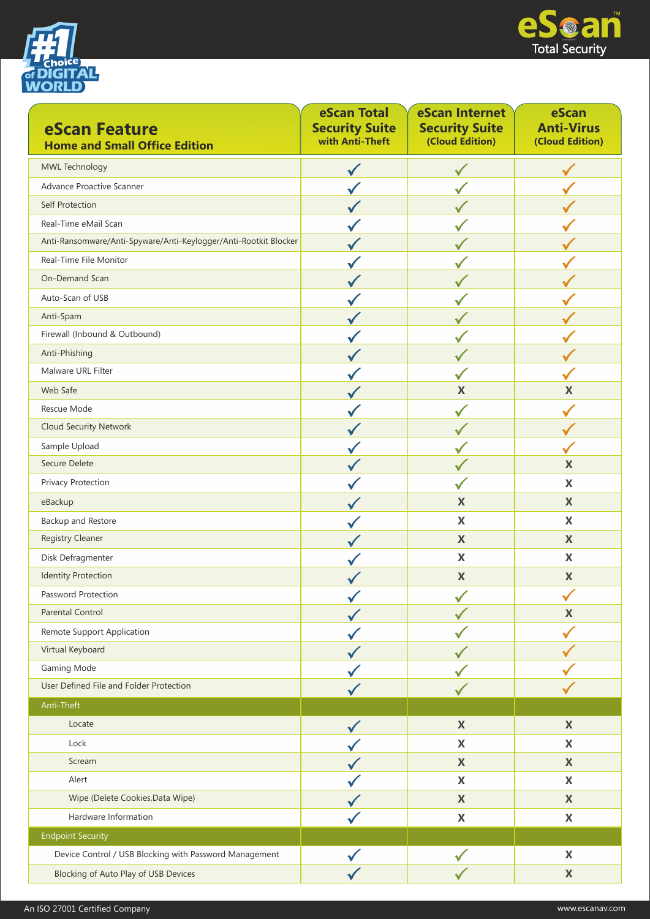| eScan Feature<br>Home and Small Office Edition | eScan Total Security Suite with Anti-Theft | eScan Internet Security Suite (Cloud Edition) | eScan Anti-Virus (Cloud Edition) |
|---|---|---|---|
| MWL Technology | ✓ | ✓ | ✓ |
| Advance Proactive Scanner | ✓ | ✓ | ✓ |
| Self Protection | ✓ | ✓ | ✓ |
| Real-Time eMail Scan | ✓ | ✓ | ✓ |
| Anti-Ransomware/Anti-Spyware/Anti-Keylogger/Anti-Rootkit Blocker | ✓ | ✓ | ✓ |
| Real-Time File Monitor | ✓ | ✓ | ✓ |
| On-Demand Scan | ✓ | ✓ | ✓ |
| Auto-Scan of USB | ✓ | ✓ | ✓ |
| Anti-Spam | ✓ | ✓ | ✓ |
| Firewall (Inbound & Outbound) | ✓ | ✓ | ✓ |
| Anti-Phishing | ✓ | ✓ | ✓ |
| Malware URL Filter | ✓ | ✓ | ✓ |
| Web Safe | ✓ | X | X |
| Rescue Mode | ✓ | ✓ | ✓ |
| Cloud Security Network | ✓ | ✓ | ✓ |
| Sample Upload | ✓ | ✓ | ✓ |
| Secure Delete | ✓ | ✓ | X |
| Privacy Protection | ✓ | ✓ | X |
| eBackup | ✓ | X | X |
| Backup and Restore | ✓ | X | X |
| Registry Cleaner | ✓ | X | X |
| Disk Defragmenter | ✓ | X | X |
| Identity Protection | ✓ | X | X |
| Password Protection | ✓ | ✓ | ✓ |
| Parental Control | ✓ | ✓ | X |
| Remote Support Application | ✓ | ✓ | ✓ |
| Virtual Keyboard | ✓ | ✓ | ✓ |
| Gaming Mode | ✓ | ✓ | ✓ |
| User Defined File and Folder Protection | ✓ | ✓ | ✓ |
| **Anti-Theft** | | | |
| Locate | ✓ | X | X |
| Lock | ✓ | X | X |
| Scream | ✓ | X | X |
| Alert | ✓ | X | X |
| Wipe (Delete Cookies,Data Wipe) | ✓ | X | X |
| Hardware Information | ✓ | X | X |
| **Endpoint Security** | | | |
| Device Control / USB Blocking with Password Management | ✓ | ✓ | X |
| Blocking of Auto Play of USB Devices | ✓ | ✓ | X |

An ISO 27001 Certified Company

www.escanav.com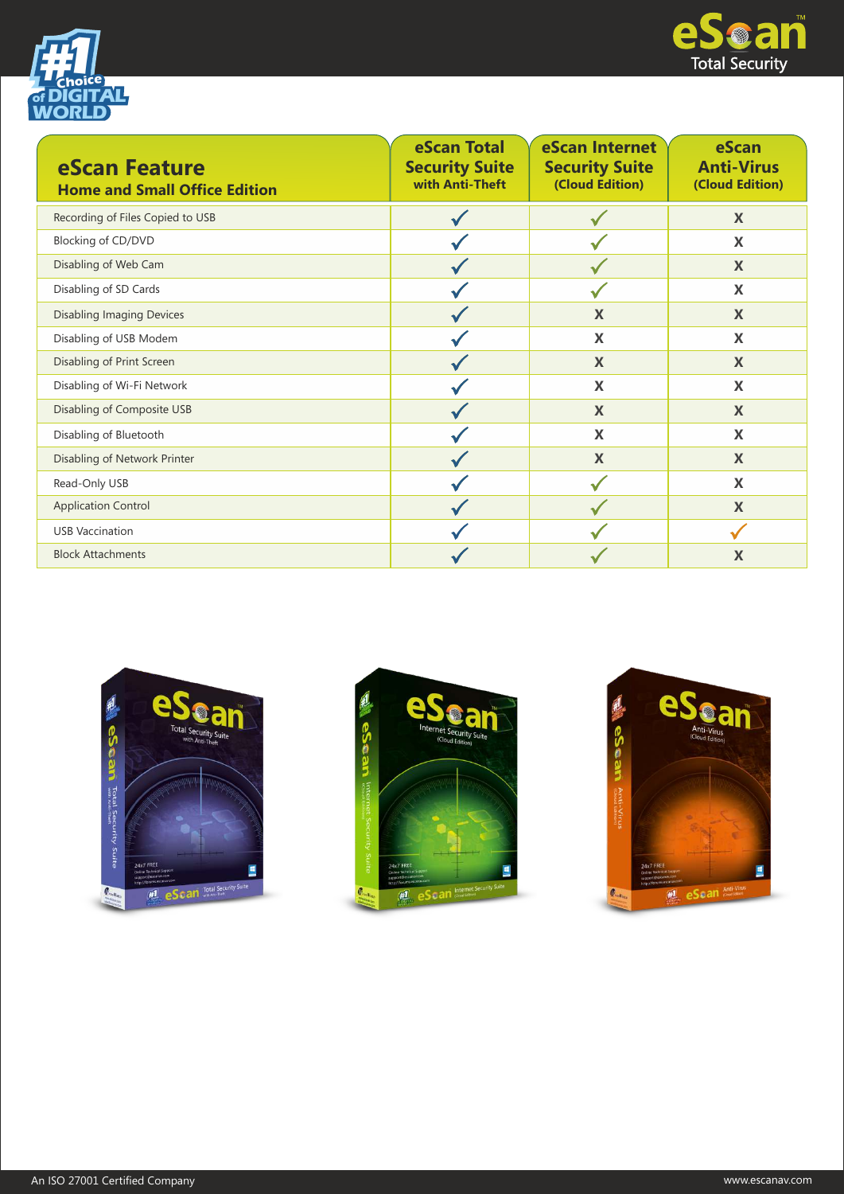| eScan Feature<br>Home and Small Office Edition | eScan Total Security Suite with Anti-Theft | eScan Internet Security Suite (Cloud Edition) | eScan Anti-Virus (Cloud Edition) |
|---|---|---|---|
| Recording of Files Copied to USB | ✓ | ✓ | X |
| Blocking of CD/DVD | ✓ | ✓ | X |
| Disabling of Web Cam | ✓ | ✓ | X |
| Disabling of SD Cards | ✓ | ✓ | X |
| Disabling Imaging Devices | ✓ | X | X |
| Disabling of USB Modem | ✓ | X | X |
| Disabling of Print Screen | ✓ | X | X |
| Disabling of Wi-Fi Network | ✓ | X | X |
| Disabling of Composite USB | ✓ | X | X |
| Disabling of Bluetooth | ✓ | X | X |
| Disabling of Network Printer | ✓ | X | X |
| Read-Only USB | ✓ | ✓ | X |
| Application Control | ✓ | ✓ | X |
| USB Vaccination | ✓ | ✓ | ✓ |
| Block Attachments | ✓ | ✓ | X |

An ISO 27001 Certified Company

www.escanav.com